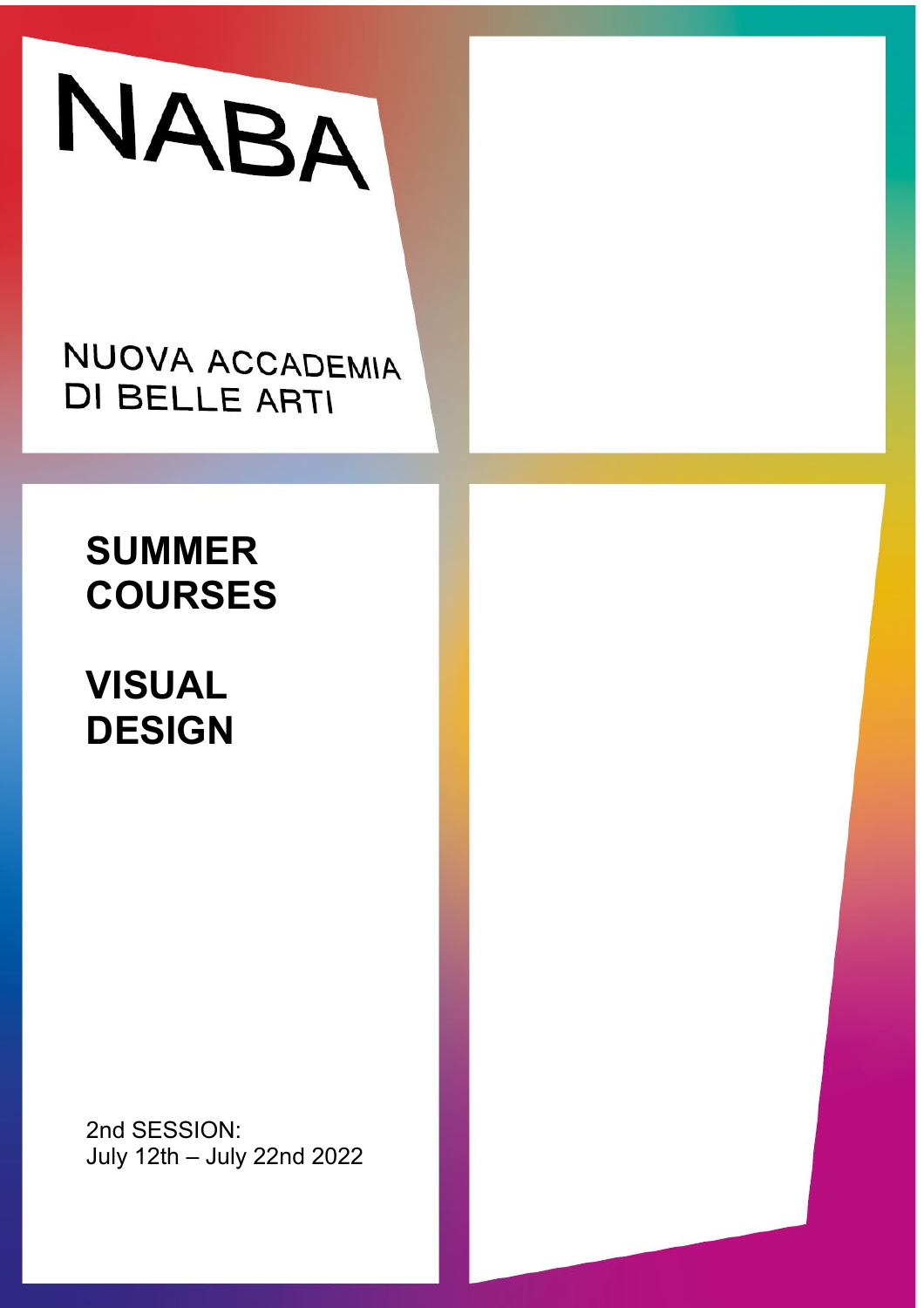# NABA

NUOVA ACCADEMIA DI BELLE ARTI

## SUMMER COURSES

## VISUAL DESIGN

2nd SESSION:
July 12th – July 22nd 2022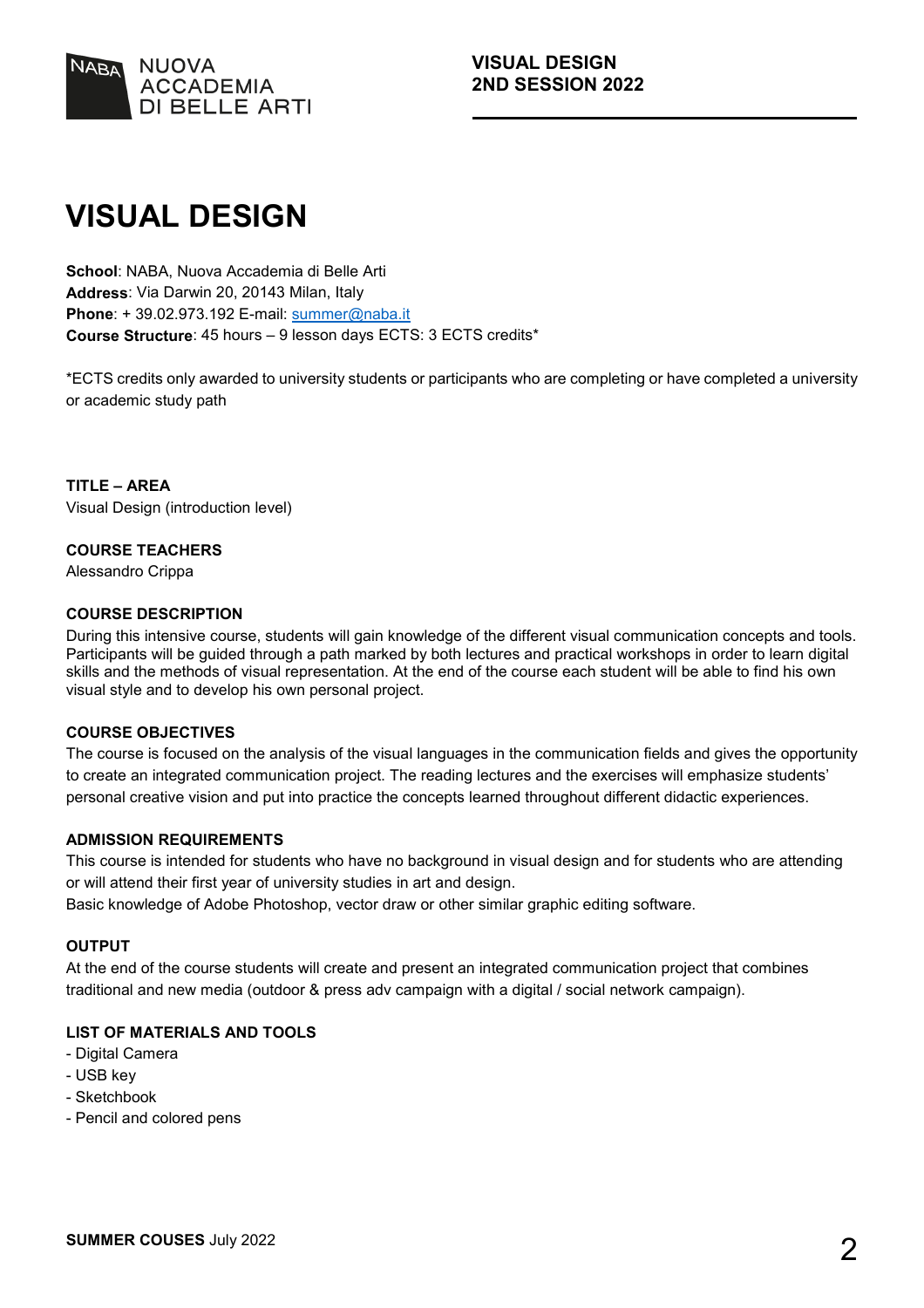# VISUAL DESIGN

**School**: NABA, Nuova Accademia di Belle Arti
**Address**: Via Darwin 20, 20143 Milan, Italy
**Phone**: + 39.02.973.192 E-mail: summer@naba.it
**Course Structure**: 45 hours – 9 lesson days ECTS: 3 ECTS credits*

*ECTS credits only awarded to university students or participants who are completing or have completed a university or academic study path

**TITLE – AREA**
Visual Design (introduction level)

**COURSE TEACHERS**
Alessandro Crippa

**COURSE DESCRIPTION**
During this intensive course, students will gain knowledge of the different visual communication concepts and tools. Participants will be guided through a path marked by both lectures and practical workshops in order to learn digital skills and the methods of visual representation. At the end of the course each student will be able to find his own visual style and to develop his own personal project.

**COURSE OBJECTIVES**
The course is focused on the analysis of the visual languages in the communication fields and gives the opportunity to create an integrated communication project. The reading lectures and the exercises will emphasize students' personal creative vision and put into practice the concepts learned throughout different didactic experiences.

**ADMISSION REQUIREMENTS**
This course is intended for students who have no background in visual design and for students who are attending or will attend their first year of university studies in art and design.
Basic knowledge of Adobe Photoshop, vector draw or other similar graphic editing software.

**OUTPUT**
At the end of the course students will create and present an integrated communication project that combines traditional and new media (outdoor & press adv campaign with a digital / social network campaign).

**LIST OF MATERIALS AND TOOLS**
- Digital Camera
- USB key
- Sketchbook
- Pencil and colored pens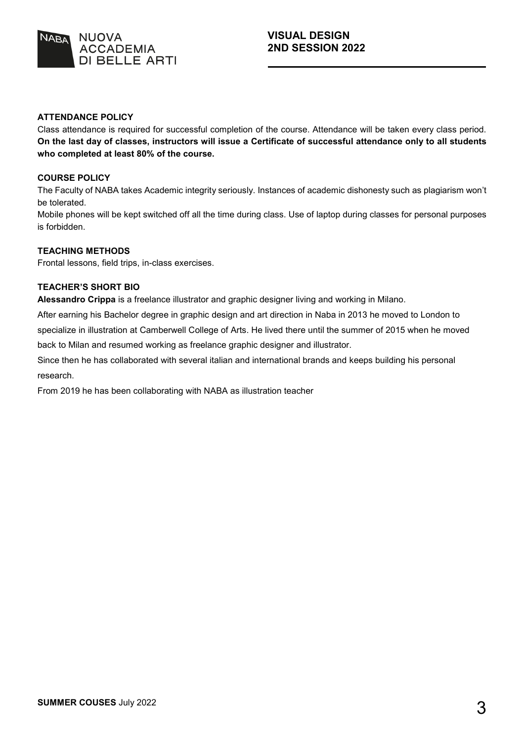### ATTENDANCE POLICY

Class attendance is required for successful completion of the course. Attendance will be taken every class period. **On the last day of classes, instructors will issue a Certificate of successful attendance only to all students who completed at least 80% of the course.**

### COURSE POLICY

The Faculty of NABA takes Academic integrity seriously. Instances of academic dishonesty such as plagiarism won't be tolerated.

Mobile phones will be kept switched off all the time during class. Use of laptop during classes for personal purposes is forbidden.

### TEACHING METHODS

Frontal lessons, field trips, in-class exercises.

### TEACHER'S SHORT BIO

**Alessandro Crippa** is a freelance illustrator and graphic designer living and working in Milano.

After earning his Bachelor degree in graphic design and art direction in Naba in 2013 he moved to London to specialize in illustration at Camberwell College of Arts. He lived there until the summer of 2015 when he moved back to Milan and resumed working as freelance graphic designer and illustrator.

Since then he has collaborated with several italian and international brands and keeps building his personal research.

From 2019 he has been collaborating with NABA as illustration teacher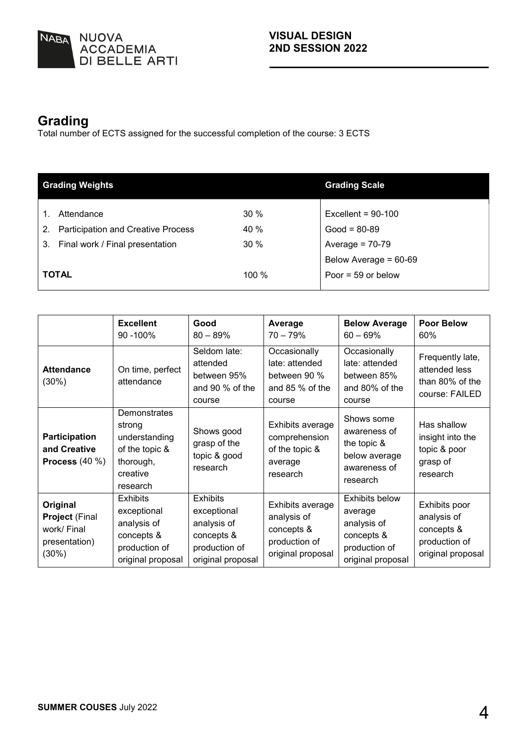## Grading

Total number of ECTS assigned for the successful completion of the course: 3 ECTS

| Grading Weights | | Grading Scale |
|---|---|---|
| 1. Attendance | 30 % | Excellent = 90-100 |
| 2. Participation and Creative Process | 40 % | Good = 80-89 |
| 3. Final work / Final presentation | 30 % | Average = 70-79 |
| | | Below Average = 60-69 |
| **TOTAL** | 100 % | Poor = 59 or below |

| | **Excellent** 90 -100% | **Good** 80 – 89% | **Average** 70 – 79% | **Below Average** 60 – 69% | **Poor Below** 60% |
|---|---|---|---|---|---|
| **Attendance** (30%) | On time, perfect attendance | Seldom late: attended between 95% and 90 % of the course | Occasionally late: attended between 90 % and 85 % of the course | Occasionally late: attended between 85% and 80% of the course | Frequently late, attended less than 80% of the course: FAILED |
| **Participation and Creative Process** (40 %) | Demonstrates strong understanding of the topic & thorough, creative research | Shows good grasp of the topic & good research | Exhibits average comprehension of the topic & average research | Shows some awareness of the topic & below average awareness of research | Has shallow insight into the topic & poor grasp of research |
| **Original Project** (Final work/ Final presentation) (30%) | Exhibits exceptional analysis of concepts & production of original proposal | Exhibits exceptional analysis of concepts & production of original proposal | Exhibits average analysis of concepts & production of original proposal | Exhibits below average analysis of concepts & production of original proposal | Exhibits poor analysis of concepts & production of original proposal |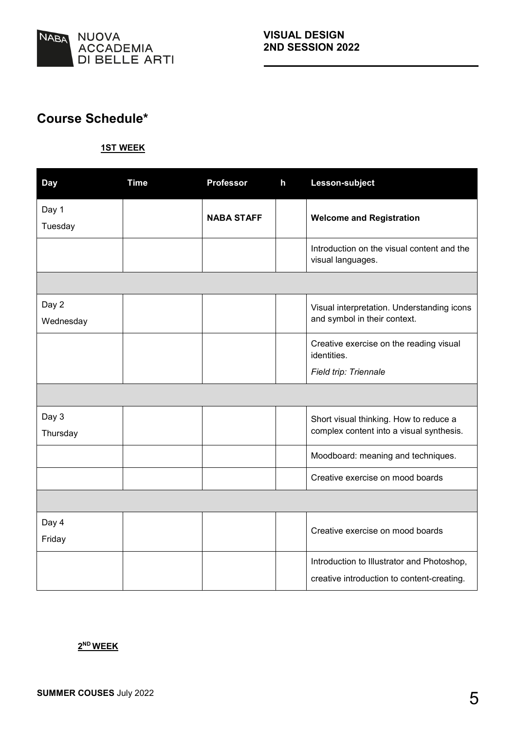## Course Schedule*

**1ST WEEK**

| Day | Time | Professor | h | Lesson-subject |
|---|---|---|---|---|
| Day 1<br>Tuesday | | **NABA STAFF** | | **Welcome and Registration** |
| | | | | Introduction on the visual content and the visual languages. |
| | | | | |
| Day 2<br>Wednesday | | | | Visual interpretation. Understanding icons and symbol in their context. |
| | | | | Creative exercise on the reading visual identities.<br>*Field trip: Triennale* |
| | | | | |
| Day 3<br>Thursday | | | | Short visual thinking. How to reduce a complex content into a visual synthesis. |
| | | | | Moodboard: meaning and techniques. |
| | | | | Creative exercise on mood boards |
| | | | | |
| Day 4<br>Friday | | | | Creative exercise on mood boards |
| | | | | Introduction to Illustrator and Photoshop, creative introduction to content-creating. |

**2ND WEEK**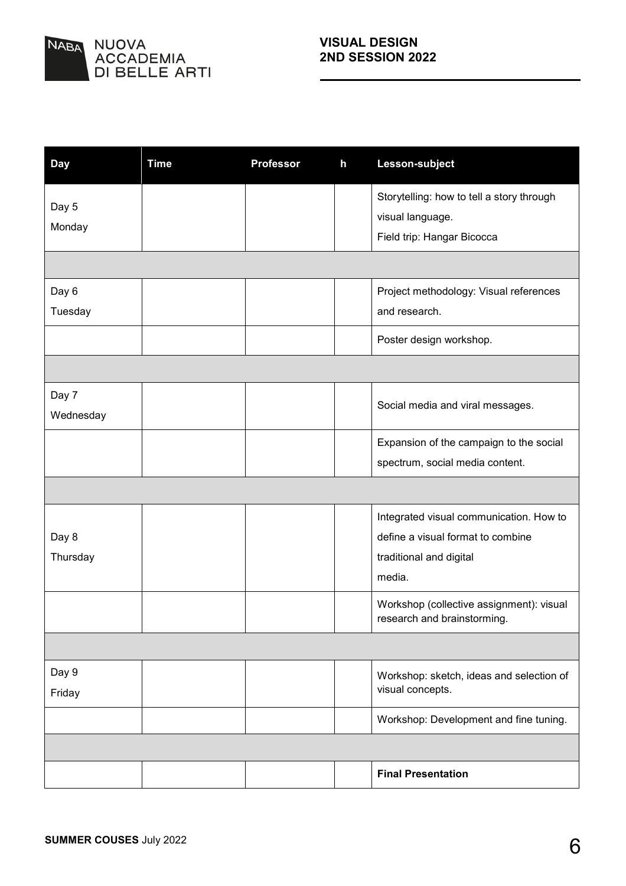| Day | Time | Professor | h | Lesson-subject |
|---|---|---|---|---|
| Day 5 Monday | | | | Storytelling: how to tell a story through visual language. Field trip: Hangar Bicocca |
| | | | | |
| Day 6 Tuesday | | | | Project methodology: Visual references and research. |
| | | | | Poster design workshop. |
| | | | | |
| Day 7 Wednesday | | | | Social media and viral messages. |
| | | | | Expansion of the campaign to the social spectrum, social media content. |
| | | | | |
| Day 8 Thursday | | | | Integrated visual communication. How to define a visual format to combine traditional and digital media. |
| | | | | Workshop (collective assignment): visual research and brainstorming. |
| | | | | |
| Day 9 Friday | | | | Workshop: sketch, ideas and selection of visual concepts. |
| | | | | Workshop: Development and fine tuning. |
| | | | | |
| | | | | **Final Presentation** |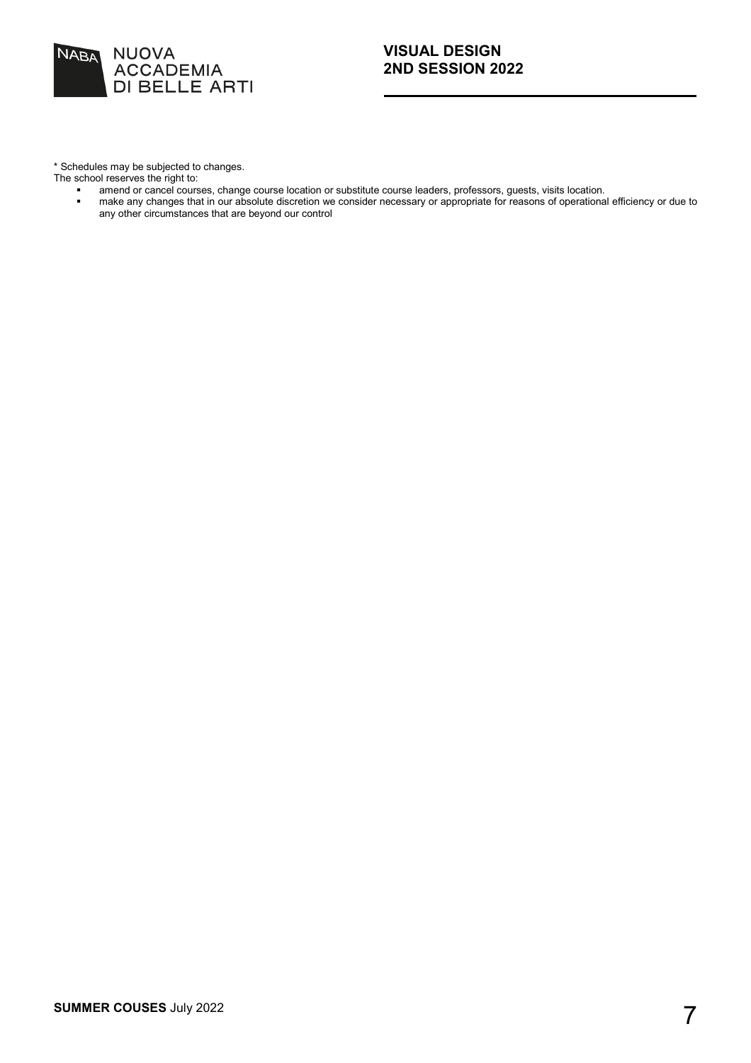* Schedules may be subjected to changes.

The school reserves the right to:

- amend or cancel courses, change course location or substitute course leaders, professors, guests, visits location.
- make any changes that in our absolute discretion we consider necessary or appropriate for reasons of operational efficiency or due to any other circumstances that are beyond our control